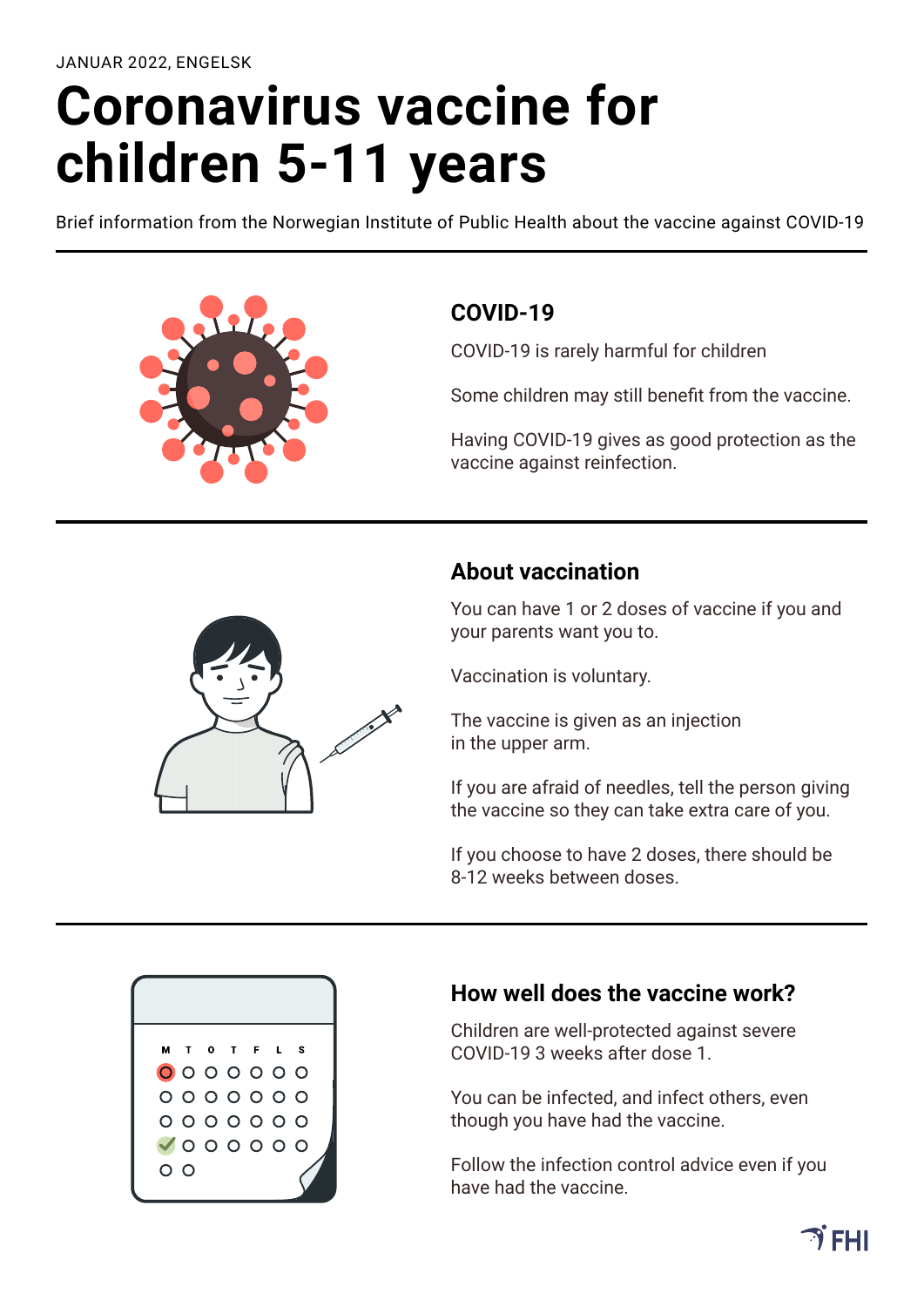JANUAR 2022, ENGELSK

# Coronavirus vaccine for children 5-11 years

Brief information from the Norwegian Institute of Public Health about the vaccine against COVID-19

## COVID-19

COVID-19 is rarely harmful for children

Some children may still benefit from the vaccine.

Having COVID-19 gives as good protection as the vaccine against reinfection.

## About vaccination

You can have 1 or 2 doses of vaccine if you and your parents want you to.

Vaccination is voluntary.

The vaccine is given as an injection in the upper arm.

If you are afraid of needles, tell the person giving the vaccine so they can take extra care of you.

If you choose to have 2 doses, there should be 8-12 weeks between doses.

## How well does the vaccine work?

Children are well-protected against severe COVID-19 3 weeks after dose 1.

You can be infected, and infect others, even though you have had the vaccine.

Follow the infection control advice even if you have had the vaccine.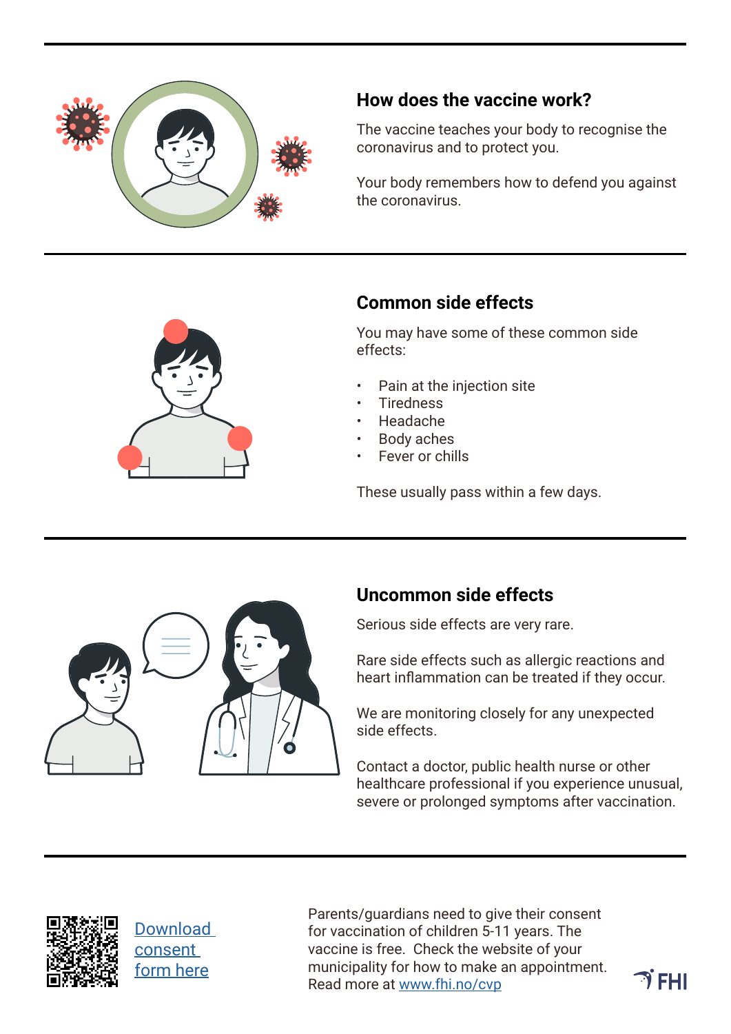## How does the vaccine work?

The vaccine teaches your body to recognise the coronavirus and to protect you.

Your body remembers how to defend you against the coronavirus.

## Common side effects

You may have some of these common side effects:

- Pain at the injection site
- Tiredness
- Headache
- Body aches
- Fever or chills

These usually pass within a few days.

## Uncommon side effects

Serious side effects are very rare.

Rare side effects such as allergic reactions and heart inflammation can be treated if they occur.

We are monitoring closely for any unexpected side effects.

Contact a doctor, public health nurse or other healthcare professional if you experience unusual, severe or prolonged symptoms after vaccination.

Download consent form here

Parents/guardians need to give their consent for vaccination of children 5-11 years. The vaccine is free. Check the website of your municipality for how to make an appointment. Read more at www.fhi.no/cvp

FHI